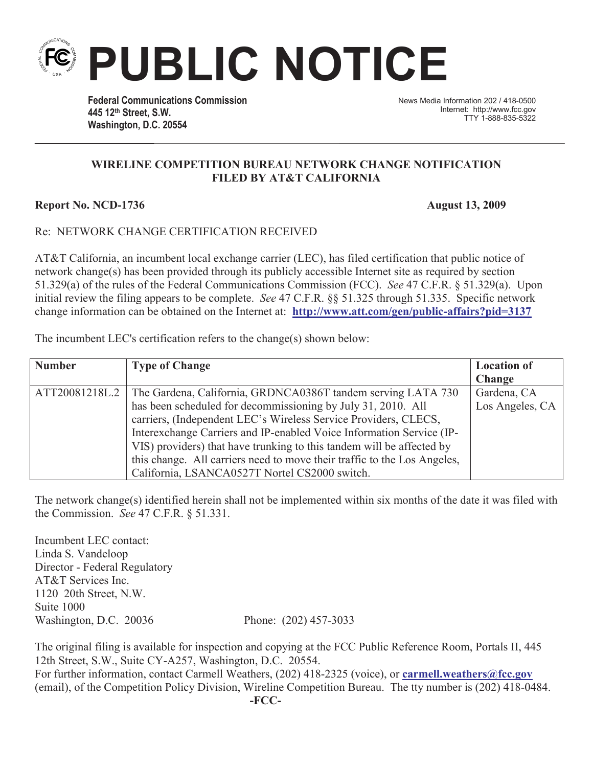# PUBLIC NOTICE

**Federal Communications Commission**
**445 12th Street, S.W.**
**Washington, D.C. 20554**

News Media Information 202 / 418-0500
Internet: http://www.fcc.gov
TTY 1-888-835-5322

**WIRELINE COMPETITION BUREAU NETWORK CHANGE NOTIFICATION FILED BY AT&T CALIFORNIA**

**Report No. NCD-1736** **August 13, 2009**

Re: NETWORK CHANGE CERTIFICATION RECEIVED

AT&T California, an incumbent local exchange carrier (LEC), has filed certification that public notice of network change(s) has been provided through its publicly accessible Internet site as required by section 51.329(a) of the rules of the Federal Communications Commission (FCC). *See* 47 C.F.R. § 51.329(a). Upon initial review the filing appears to be complete. *See* 47 C.F.R. §§ 51.325 through 51.335. Specific network change information can be obtained on the Internet at: **http://www.att.com/gen/public-affairs?pid=3137**

The incumbent LEC's certification refers to the change(s) shown below:

| **Number** | **Type of Change** | **Location of Change** |
|---|---|---|
| ATT20081218L.2 | The Gardena, California, GRDNCA0386T tandem serving LATA 730 has been scheduled for decommissioning by July 31, 2010. All carriers, (Independent LEC's Wireless Service Providers, CLECS, Interexchange Carriers and IP-enabled Voice Information Service (IP-VIS) providers) that have trunking to this tandem will be affected by this change. All carriers need to move their traffic to the Los Angeles, California, LSANCA0527T Nortel CS2000 switch. | Gardena, CA Los Angeles, CA |

The network change(s) identified herein shall not be implemented within six months of the date it was filed with the Commission. *See* 47 C.F.R. § 51.331.

Incumbent LEC contact:
Linda S. Vandeloop
Director - Federal Regulatory
AT&T Services Inc.
1120 20th Street, N.W.
Suite 1000
Washington, D.C. 20036 Phone: (202) 457-3033

The original filing is available for inspection and copying at the FCC Public Reference Room, Portals II, 445 12th Street, S.W., Suite CY-A257, Washington, D.C. 20554.
For further information, contact Carmell Weathers, (202) 418-2325 (voice), or **carmell.weathers@fcc.gov** (email), of the Competition Policy Division, Wireline Competition Bureau. The tty number is (202) 418-0484.

**-FCC-**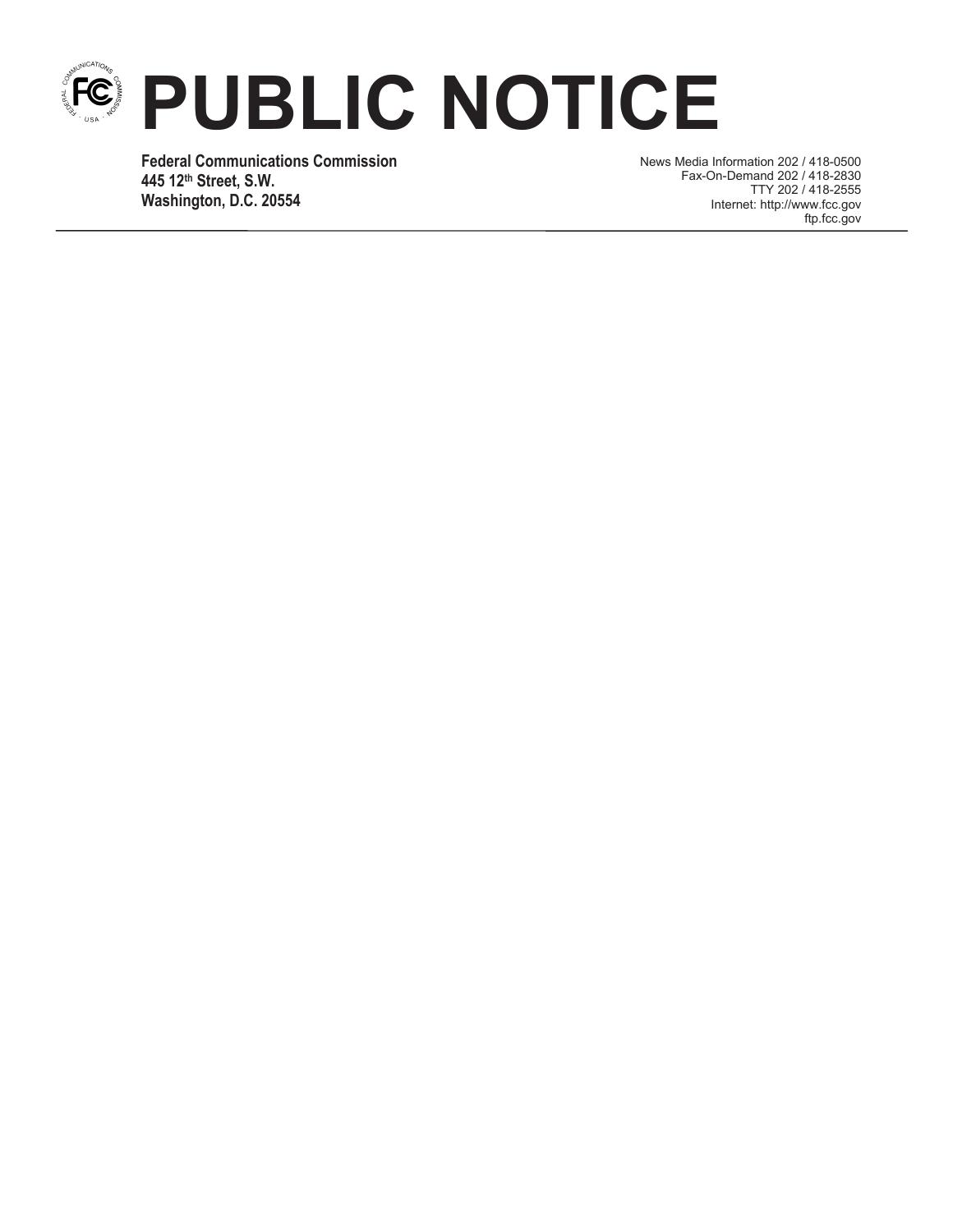# PUBLIC NOTICE

**Federal Communications Commission**
**445 12th Street, S.W.**
**Washington, D.C. 20554**

News Media Information 202 / 418-0500
Fax-On-Demand 202 / 418-2830
TTY 202 / 418-2555
Internet: http://www.fcc.gov
ftp.fcc.gov